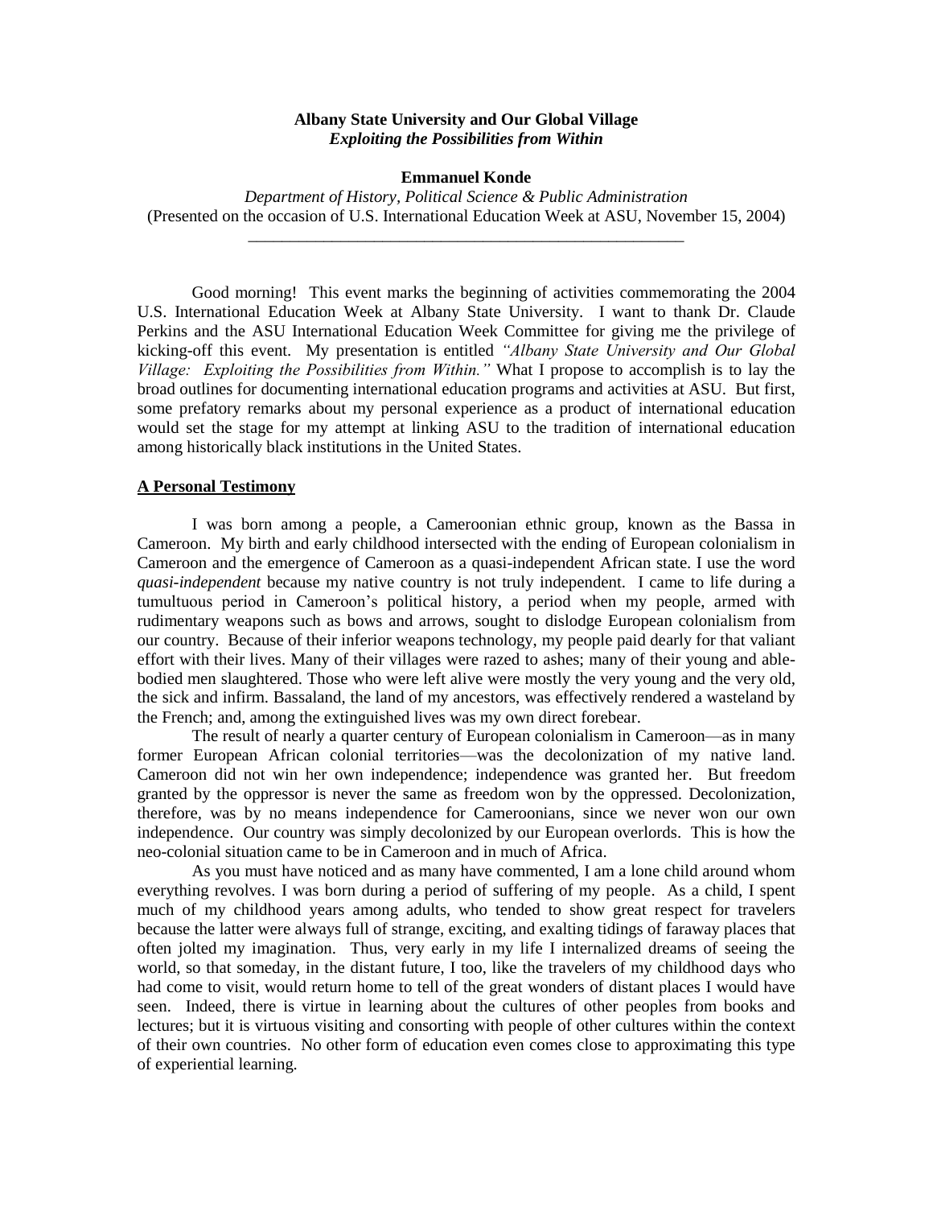**Albany State University and Our Global Village**
***Exploiting the Possibilities from Within***

**Emmanuel Konde**

*Department of History, Political Science & Public Administration*
(Presented on the occasion of U.S. International Education Week at ASU, November 15, 2004)

---

Good morning! This event marks the beginning of activities commemorating the 2004 U.S. International Education Week at Albany State University. I want to thank Dr. Claude Perkins and the ASU International Education Week Committee for giving me the privilege of kicking-off this event. My presentation is entitled *"Albany State University and Our Global Village: Exploiting the Possibilities from Within."* What I propose to accomplish is to lay the broad outlines for documenting international education programs and activities at ASU. But first, some prefatory remarks about my personal experience as a product of international education would set the stage for my attempt at linking ASU to the tradition of international education among historically black institutions in the United States.

## A Personal Testimony

I was born among a people, a Cameroonian ethnic group, known as the Bassa in Cameroon. My birth and early childhood intersected with the ending of European colonialism in Cameroon and the emergence of Cameroon as a quasi-independent African state. I use the word *quasi-independent* because my native country is not truly independent. I came to life during a tumultuous period in Cameroon's political history, a period when my people, armed with rudimentary weapons such as bows and arrows, sought to dislodge European colonialism from our country. Because of their inferior weapons technology, my people paid dearly for that valiant effort with their lives. Many of their villages were razed to ashes; many of their young and able-bodied men slaughtered. Those who were left alive were mostly the very young and the very old, the sick and infirm. Bassaland, the land of my ancestors, was effectively rendered a wasteland by the French; and, among the extinguished lives was my own direct forebear.

The result of nearly a quarter century of European colonialism in Cameroon—as in many former European African colonial territories—was the decolonization of my native land. Cameroon did not win her own independence; independence was granted her. But freedom granted by the oppressor is never the same as freedom won by the oppressed. Decolonization, therefore, was by no means independence for Cameroonians, since we never won our own independence. Our country was simply decolonized by our European overlords. This is how the neo-colonial situation came to be in Cameroon and in much of Africa.

As you must have noticed and as many have commented, I am a lone child around whom everything revolves. I was born during a period of suffering of my people. As a child, I spent much of my childhood years among adults, who tended to show great respect for travelers because the latter were always full of strange, exciting, and exalting tidings of faraway places that often jolted my imagination. Thus, very early in my life I internalized dreams of seeing the world, so that someday, in the distant future, I too, like the travelers of my childhood days who had come to visit, would return home to tell of the great wonders of distant places I would have seen. Indeed, there is virtue in learning about the cultures of other peoples from books and lectures; but it is virtuous visiting and consorting with people of other cultures within the context of their own countries. No other form of education even comes close to approximating this type of experiential learning.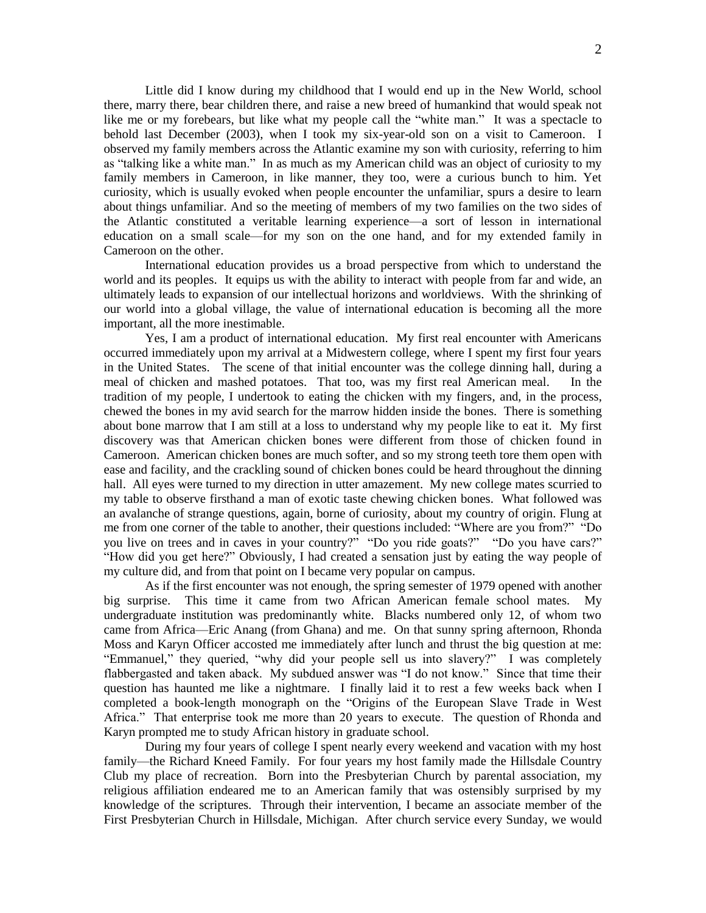Little did I know during my childhood that I would end up in the New World, school there, marry there, bear children there, and raise a new breed of humankind that would speak not like me or my forebears, but like what my people call the "white man." It was a spectacle to behold last December (2003), when I took my six-year-old son on a visit to Cameroon. I observed my family members across the Atlantic examine my son with curiosity, referring to him as "talking like a white man." In as much as my American child was an object of curiosity to my family members in Cameroon, in like manner, they too, were a curious bunch to him. Yet curiosity, which is usually evoked when people encounter the unfamiliar, spurs a desire to learn about things unfamiliar. And so the meeting of members of my two families on the two sides of the Atlantic constituted a veritable learning experience—a sort of lesson in international education on a small scale—for my son on the one hand, and for my extended family in Cameroon on the other.

International education provides us a broad perspective from which to understand the world and its peoples. It equips us with the ability to interact with people from far and wide, an ultimately leads to expansion of our intellectual horizons and worldviews. With the shrinking of our world into a global village, the value of international education is becoming all the more important, all the more inestimable.

Yes, I am a product of international education. My first real encounter with Americans occurred immediately upon my arrival at a Midwestern college, where I spent my first four years in the United States. The scene of that initial encounter was the college dinning hall, during a meal of chicken and mashed potatoes. That too, was my first real American meal. In the tradition of my people, I undertook to eating the chicken with my fingers, and, in the process, chewed the bones in my avid search for the marrow hidden inside the bones. There is something about bone marrow that I am still at a loss to understand why my people like to eat it. My first discovery was that American chicken bones were different from those of chicken found in Cameroon. American chicken bones are much softer, and so my strong teeth tore them open with ease and facility, and the crackling sound of chicken bones could be heard throughout the dinning hall. All eyes were turned to my direction in utter amazement. My new college mates scurried to my table to observe firsthand a man of exotic taste chewing chicken bones. What followed was an avalanche of strange questions, again, borne of curiosity, about my country of origin. Flung at me from one corner of the table to another, their questions included: "Where are you from?" "Do you live on trees and in caves in your country?" "Do you ride goats?" "Do you have cars?" "How did you get here?" Obviously, I had created a sensation just by eating the way people of my culture did, and from that point on I became very popular on campus.

As if the first encounter was not enough, the spring semester of 1979 opened with another big surprise. This time it came from two African American female school mates. My undergraduate institution was predominantly white. Blacks numbered only 12, of whom two came from Africa—Eric Anang (from Ghana) and me. On that sunny spring afternoon, Rhonda Moss and Karyn Officer accosted me immediately after lunch and thrust the big question at me: "Emmanuel," they queried, "why did your people sell us into slavery?" I was completely flabbergasted and taken aback. My subdued answer was "I do not know." Since that time their question has haunted me like a nightmare. I finally laid it to rest a few weeks back when I completed a book-length monograph on the "Origins of the European Slave Trade in West Africa." That enterprise took me more than 20 years to execute. The question of Rhonda and Karyn prompted me to study African history in graduate school.

During my four years of college I spent nearly every weekend and vacation with my host family—the Richard Kneed Family. For four years my host family made the Hillsdale Country Club my place of recreation. Born into the Presbyterian Church by parental association, my religious affiliation endeared me to an American family that was ostensibly surprised by my knowledge of the scriptures. Through their intervention, I became an associate member of the First Presbyterian Church in Hillsdale, Michigan. After church service every Sunday, we would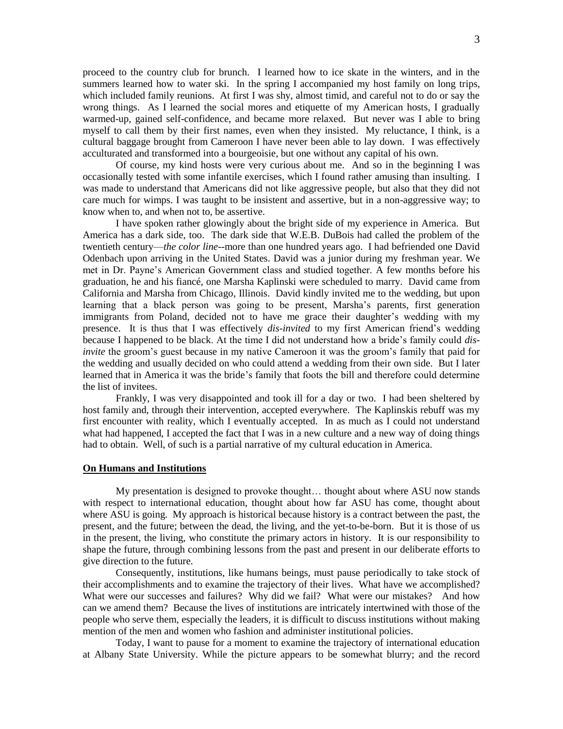proceed to the country club for brunch. I learned how to ice skate in the winters, and in the summers learned how to water ski. In the spring I accompanied my host family on long trips, which included family reunions. At first I was shy, almost timid, and careful not to do or say the wrong things. As I learned the social mores and etiquette of my American hosts, I gradually warmed-up, gained self-confidence, and became more relaxed. But never was I able to bring myself to call them by their first names, even when they insisted. My reluctance, I think, is a cultural baggage brought from Cameroon I have never been able to lay down. I was effectively acculturated and transformed into a bourgeoisie, but one without any capital of his own.

Of course, my kind hosts were very curious about me. And so in the beginning I was occasionally tested with some infantile exercises, which I found rather amusing than insulting. I was made to understand that Americans did not like aggressive people, but also that they did not care much for wimps. I was taught to be insistent and assertive, but in a non-aggressive way; to know when to, and when not to, be assertive.

I have spoken rather glowingly about the bright side of my experience in America. But America has a dark side, too. The dark side that W.E.B. DuBois had called the problem of the twentieth century—*the color line*--more than one hundred years ago. I had befriended one David Odenbach upon arriving in the United States. David was a junior during my freshman year. We met in Dr. Payne's American Government class and studied together. A few months before his graduation, he and his fiancé, one Marsha Kaplinski were scheduled to marry. David came from California and Marsha from Chicago, Illinois. David kindly invited me to the wedding, but upon learning that a black person was going to be present, Marsha's parents, first generation immigrants from Poland, decided not to have me grace their daughter's wedding with my presence. It is thus that I was effectively *dis-invited* to my first American friend's wedding because I happened to be black. At the time I did not understand how a bride's family could *dis-invite* the groom's guest because in my native Cameroon it was the groom's family that paid for the wedding and usually decided on who could attend a wedding from their own side. But I later learned that in America it was the bride's family that foots the bill and therefore could determine the list of invitees.

Frankly, I was very disappointed and took ill for a day or two. I had been sheltered by host family and, through their intervention, accepted everywhere. The Kaplinskis rebuff was my first encounter with reality, which I eventually accepted. In as much as I could not understand what had happened, I accepted the fact that I was in a new culture and a new way of doing things had to obtain. Well, of such is a partial narrative of my cultural education in America.

## On Humans and Institutions

My presentation is designed to provoke thought… thought about where ASU now stands with respect to international education, thought about how far ASU has come, thought about where ASU is going. My approach is historical because history is a contract between the past, the present, and the future; between the dead, the living, and the yet-to-be-born. But it is those of us in the present, the living, who constitute the primary actors in history. It is our responsibility to shape the future, through combining lessons from the past and present in our deliberate efforts to give direction to the future.

Consequently, institutions, like humans beings, must pause periodically to take stock of their accomplishments and to examine the trajectory of their lives. What have we accomplished? What were our successes and failures? Why did we fail? What were our mistakes? And how can we amend them? Because the lives of institutions are intricately intertwined with those of the people who serve them, especially the leaders, it is difficult to discuss institutions without making mention of the men and women who fashion and administer institutional policies.

Today, I want to pause for a moment to examine the trajectory of international education at Albany State University. While the picture appears to be somewhat blurry; and the record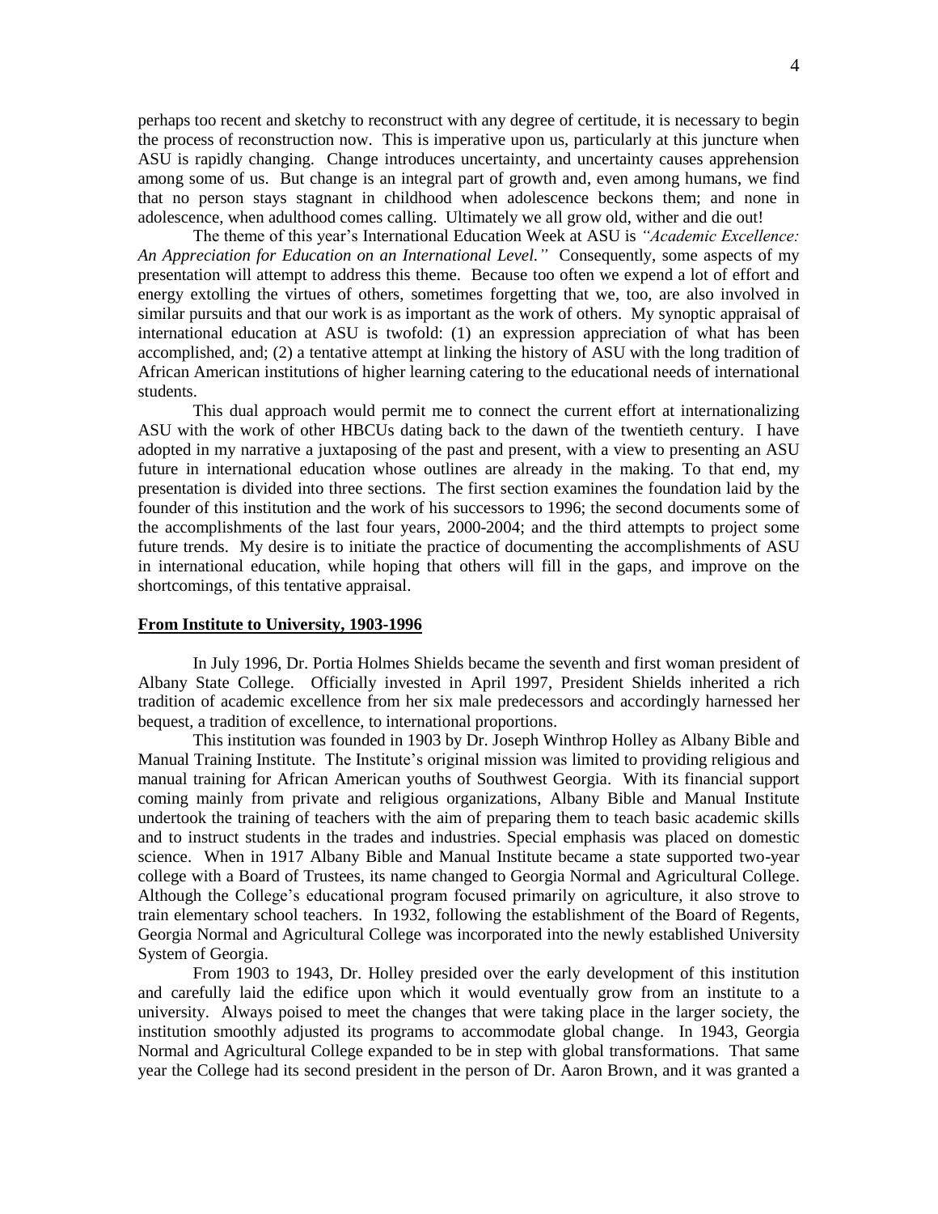perhaps too recent and sketchy to reconstruct with any degree of certitude, it is necessary to begin the process of reconstruction now. This is imperative upon us, particularly at this juncture when ASU is rapidly changing. Change introduces uncertainty, and uncertainty causes apprehension among some of us. But change is an integral part of growth and, even among humans, we find that no person stays stagnant in childhood when adolescence beckons them; and none in adolescence, when adulthood comes calling. Ultimately we all grow old, wither and die out!

The theme of this year's International Education Week at ASU is *"Academic Excellence: An Appreciation for Education on an International Level."* Consequently, some aspects of my presentation will attempt to address this theme. Because too often we expend a lot of effort and energy extolling the virtues of others, sometimes forgetting that we, too, are also involved in similar pursuits and that our work is as important as the work of others. My synoptic appraisal of international education at ASU is twofold: (1) an expression appreciation of what has been accomplished, and; (2) a tentative attempt at linking the history of ASU with the long tradition of African American institutions of higher learning catering to the educational needs of international students.

This dual approach would permit me to connect the current effort at internationalizing ASU with the work of other HBCUs dating back to the dawn of the twentieth century. I have adopted in my narrative a juxtaposing of the past and present, with a view to presenting an ASU future in international education whose outlines are already in the making. To that end, my presentation is divided into three sections. The first section examines the foundation laid by the founder of this institution and the work of his successors to 1996; the second documents some of the accomplishments of the last four years, 2000-2004; and the third attempts to project some future trends. My desire is to initiate the practice of documenting the accomplishments of ASU in international education, while hoping that others will fill in the gaps, and improve on the shortcomings, of this tentative appraisal.

## From Institute to University, 1903-1996

In July 1996, Dr. Portia Holmes Shields became the seventh and first woman president of Albany State College. Officially invested in April 1997, President Shields inherited a rich tradition of academic excellence from her six male predecessors and accordingly harnessed her bequest, a tradition of excellence, to international proportions.

This institution was founded in 1903 by Dr. Joseph Winthrop Holley as Albany Bible and Manual Training Institute. The Institute's original mission was limited to providing religious and manual training for African American youths of Southwest Georgia. With its financial support coming mainly from private and religious organizations, Albany Bible and Manual Institute undertook the training of teachers with the aim of preparing them to teach basic academic skills and to instruct students in the trades and industries. Special emphasis was placed on domestic science. When in 1917 Albany Bible and Manual Institute became a state supported two-year college with a Board of Trustees, its name changed to Georgia Normal and Agricultural College. Although the College's educational program focused primarily on agriculture, it also strove to train elementary school teachers. In 1932, following the establishment of the Board of Regents, Georgia Normal and Agricultural College was incorporated into the newly established University System of Georgia.

From 1903 to 1943, Dr. Holley presided over the early development of this institution and carefully laid the edifice upon which it would eventually grow from an institute to a university. Always poised to meet the changes that were taking place in the larger society, the institution smoothly adjusted its programs to accommodate global change. In 1943, Georgia Normal and Agricultural College expanded to be in step with global transformations. That same year the College had its second president in the person of Dr. Aaron Brown, and it was granted a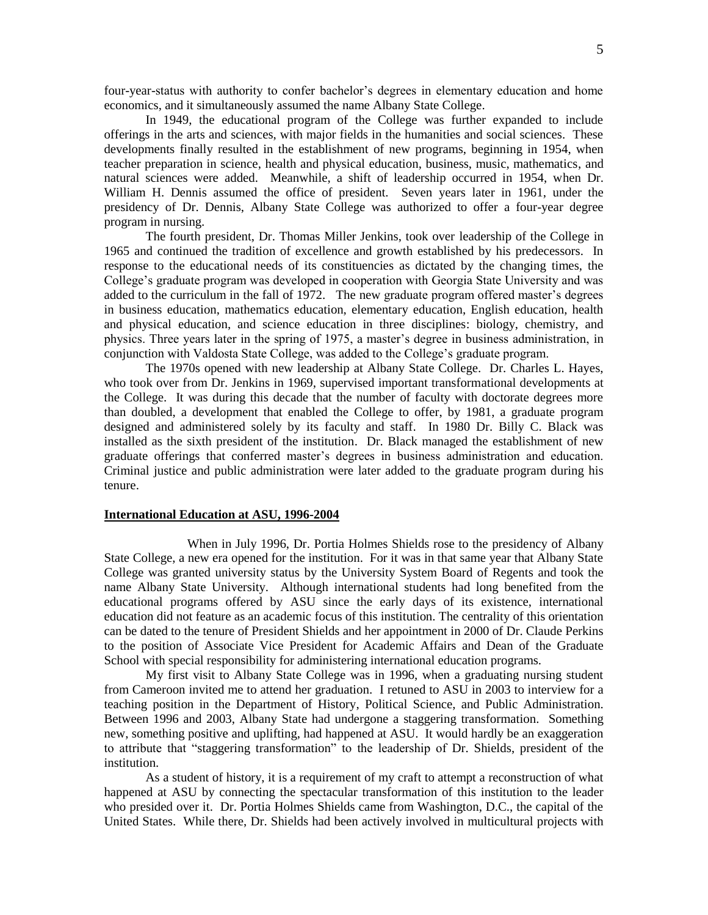four-year-status with authority to confer bachelor's degrees in elementary education and home economics, and it simultaneously assumed the name Albany State College.

In 1949, the educational program of the College was further expanded to include offerings in the arts and sciences, with major fields in the humanities and social sciences. These developments finally resulted in the establishment of new programs, beginning in 1954, when teacher preparation in science, health and physical education, business, music, mathematics, and natural sciences were added. Meanwhile, a shift of leadership occurred in 1954, when Dr. William H. Dennis assumed the office of president. Seven years later in 1961, under the presidency of Dr. Dennis, Albany State College was authorized to offer a four-year degree program in nursing.

The fourth president, Dr. Thomas Miller Jenkins, took over leadership of the College in 1965 and continued the tradition of excellence and growth established by his predecessors. In response to the educational needs of its constituencies as dictated by the changing times, the College's graduate program was developed in cooperation with Georgia State University and was added to the curriculum in the fall of 1972. The new graduate program offered master's degrees in business education, mathematics education, elementary education, English education, health and physical education, and science education in three disciplines: biology, chemistry, and physics. Three years later in the spring of 1975, a master's degree in business administration, in conjunction with Valdosta State College, was added to the College's graduate program.

The 1970s opened with new leadership at Albany State College. Dr. Charles L. Hayes, who took over from Dr. Jenkins in 1969, supervised important transformational developments at the College. It was during this decade that the number of faculty with doctorate degrees more than doubled, a development that enabled the College to offer, by 1981, a graduate program designed and administered solely by its faculty and staff. In 1980 Dr. Billy C. Black was installed as the sixth president of the institution. Dr. Black managed the establishment of new graduate offerings that conferred master's degrees in business administration and education. Criminal justice and public administration were later added to the graduate program during his tenure.

## International Education at ASU, 1996-2004

When in July 1996, Dr. Portia Holmes Shields rose to the presidency of Albany State College, a new era opened for the institution. For it was in that same year that Albany State College was granted university status by the University System Board of Regents and took the name Albany State University. Although international students had long benefited from the educational programs offered by ASU since the early days of its existence, international education did not feature as an academic focus of this institution. The centrality of this orientation can be dated to the tenure of President Shields and her appointment in 2000 of Dr. Claude Perkins to the position of Associate Vice President for Academic Affairs and Dean of the Graduate School with special responsibility for administering international education programs.

My first visit to Albany State College was in 1996, when a graduating nursing student from Cameroon invited me to attend her graduation. I retuned to ASU in 2003 to interview for a teaching position in the Department of History, Political Science, and Public Administration. Between 1996 and 2003, Albany State had undergone a staggering transformation. Something new, something positive and uplifting, had happened at ASU. It would hardly be an exaggeration to attribute that "staggering transformation" to the leadership of Dr. Shields, president of the institution.

As a student of history, it is a requirement of my craft to attempt a reconstruction of what happened at ASU by connecting the spectacular transformation of this institution to the leader who presided over it. Dr. Portia Holmes Shields came from Washington, D.C., the capital of the United States. While there, Dr. Shields had been actively involved in multicultural projects with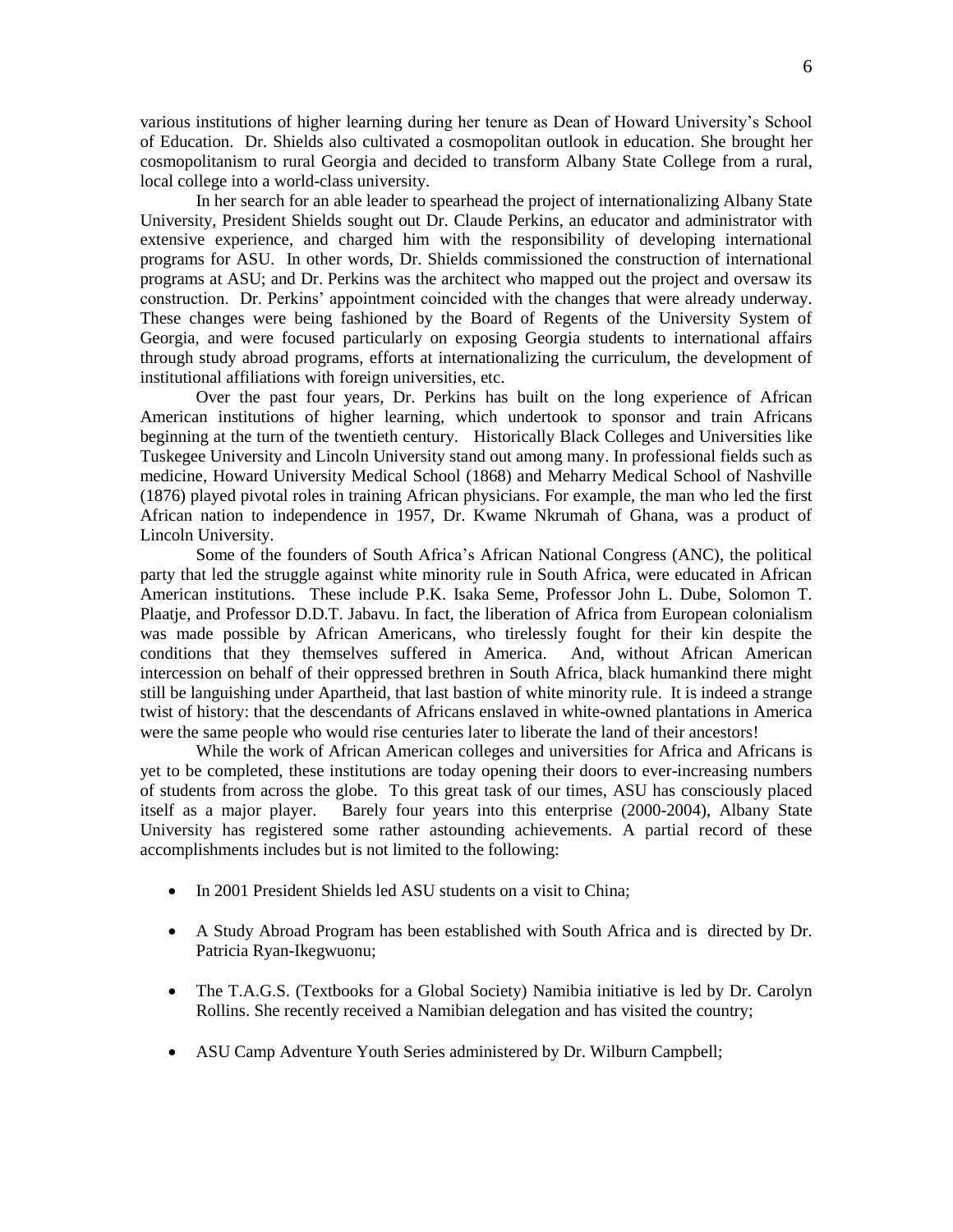various institutions of higher learning during her tenure as Dean of Howard University's School of Education. Dr. Shields also cultivated a cosmopolitan outlook in education. She brought her cosmopolitanism to rural Georgia and decided to transform Albany State College from a rural, local college into a world-class university.

In her search for an able leader to spearhead the project of internationalizing Albany State University, President Shields sought out Dr. Claude Perkins, an educator and administrator with extensive experience, and charged him with the responsibility of developing international programs for ASU. In other words, Dr. Shields commissioned the construction of international programs at ASU; and Dr. Perkins was the architect who mapped out the project and oversaw its construction. Dr. Perkins' appointment coincided with the changes that were already underway. These changes were being fashioned by the Board of Regents of the University System of Georgia, and were focused particularly on exposing Georgia students to international affairs through study abroad programs, efforts at internationalizing the curriculum, the development of institutional affiliations with foreign universities, etc.

Over the past four years, Dr. Perkins has built on the long experience of African American institutions of higher learning, which undertook to sponsor and train Africans beginning at the turn of the twentieth century. Historically Black Colleges and Universities like Tuskegee University and Lincoln University stand out among many. In professional fields such as medicine, Howard University Medical School (1868) and Meharry Medical School of Nashville (1876) played pivotal roles in training African physicians. For example, the man who led the first African nation to independence in 1957, Dr. Kwame Nkrumah of Ghana, was a product of Lincoln University.

Some of the founders of South Africa's African National Congress (ANC), the political party that led the struggle against white minority rule in South Africa, were educated in African American institutions. These include P.K. Isaka Seme, Professor John L. Dube, Solomon T. Plaatje, and Professor D.D.T. Jabavu. In fact, the liberation of Africa from European colonialism was made possible by African Americans, who tirelessly fought for their kin despite the conditions that they themselves suffered in America. And, without African American intercession on behalf of their oppressed brethren in South Africa, black humankind there might still be languishing under Apartheid, that last bastion of white minority rule. It is indeed a strange twist of history: that the descendants of Africans enslaved in white-owned plantations in America were the same people who would rise centuries later to liberate the land of their ancestors!

While the work of African American colleges and universities for Africa and Africans is yet to be completed, these institutions are today opening their doors to ever-increasing numbers of students from across the globe. To this great task of our times, ASU has consciously placed itself as a major player. Barely four years into this enterprise (2000-2004), Albany State University has registered some rather astounding achievements. A partial record of these accomplishments includes but is not limited to the following:

- In 2001 President Shields led ASU students on a visit to China;
- A Study Abroad Program has been established with South Africa and is directed by Dr. Patricia Ryan-Ikegwuonu;
- The T.A.G.S. (Textbooks for a Global Society) Namibia initiative is led by Dr. Carolyn Rollins. She recently received a Namibian delegation and has visited the country;
- ASU Camp Adventure Youth Series administered by Dr. Wilburn Campbell;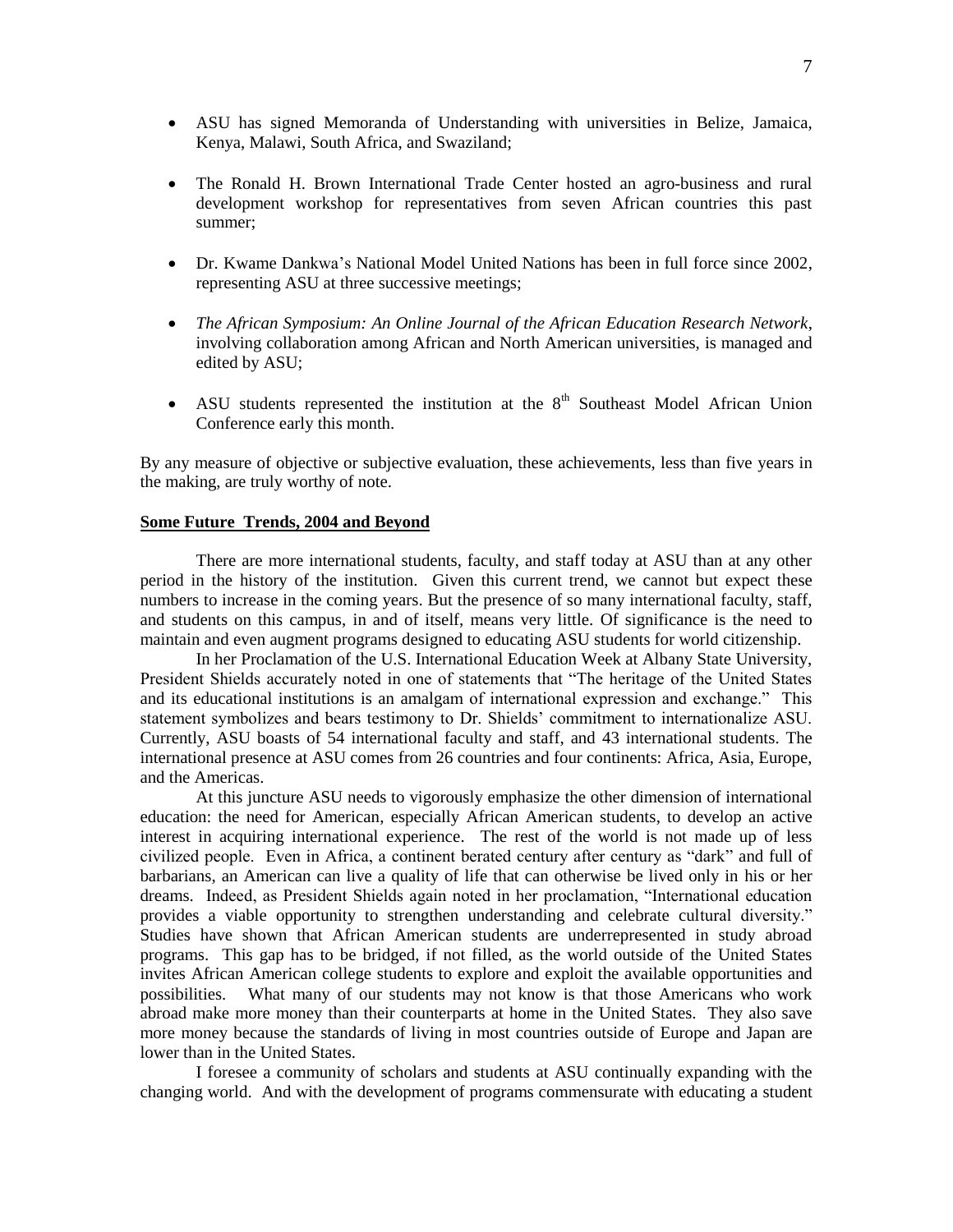- ASU has signed Memoranda of Understanding with universities in Belize, Jamaica, Kenya, Malawi, South Africa, and Swaziland;

- The Ronald H. Brown International Trade Center hosted an agro-business and rural development workshop for representatives from seven African countries this past summer;

- Dr. Kwame Dankwa's National Model United Nations has been in full force since 2002, representing ASU at three successive meetings;

- *The African Symposium: An Online Journal of the African Education Research Network*, involving collaboration among African and North American universities, is managed and edited by ASU;

- ASU students represented the institution at the 8th Southeast Model African Union Conference early this month.

By any measure of objective or subjective evaluation, these achievements, less than five years in the making, are truly worthy of note.

## **Some Future Trends, 2004 and Beyond**

There are more international students, faculty, and staff today at ASU than at any other period in the history of the institution. Given this current trend, we cannot but expect these numbers to increase in the coming years. But the presence of so many international faculty, staff, and students on this campus, in and of itself, means very little. Of significance is the need to maintain and even augment programs designed to educating ASU students for world citizenship.

In her Proclamation of the U.S. International Education Week at Albany State University, President Shields accurately noted in one of statements that "The heritage of the United States and its educational institutions is an amalgam of international expression and exchange." This statement symbolizes and bears testimony to Dr. Shields' commitment to internationalize ASU. Currently, ASU boasts of 54 international faculty and staff, and 43 international students. The international presence at ASU comes from 26 countries and four continents: Africa, Asia, Europe, and the Americas.

At this juncture ASU needs to vigorously emphasize the other dimension of international education: the need for American, especially African American students, to develop an active interest in acquiring international experience. The rest of the world is not made up of less civilized people. Even in Africa, a continent berated century after century as "dark" and full of barbarians, an American can live a quality of life that can otherwise be lived only in his or her dreams. Indeed, as President Shields again noted in her proclamation, "International education provides a viable opportunity to strengthen understanding and celebrate cultural diversity." Studies have shown that African American students are underrepresented in study abroad programs. This gap has to be bridged, if not filled, as the world outside of the United States invites African American college students to explore and exploit the available opportunities and possibilities. What many of our students may not know is that those Americans who work abroad make more money than their counterparts at home in the United States. They also save more money because the standards of living in most countries outside of Europe and Japan are lower than in the United States.

I foresee a community of scholars and students at ASU continually expanding with the changing world. And with the development of programs commensurate with educating a student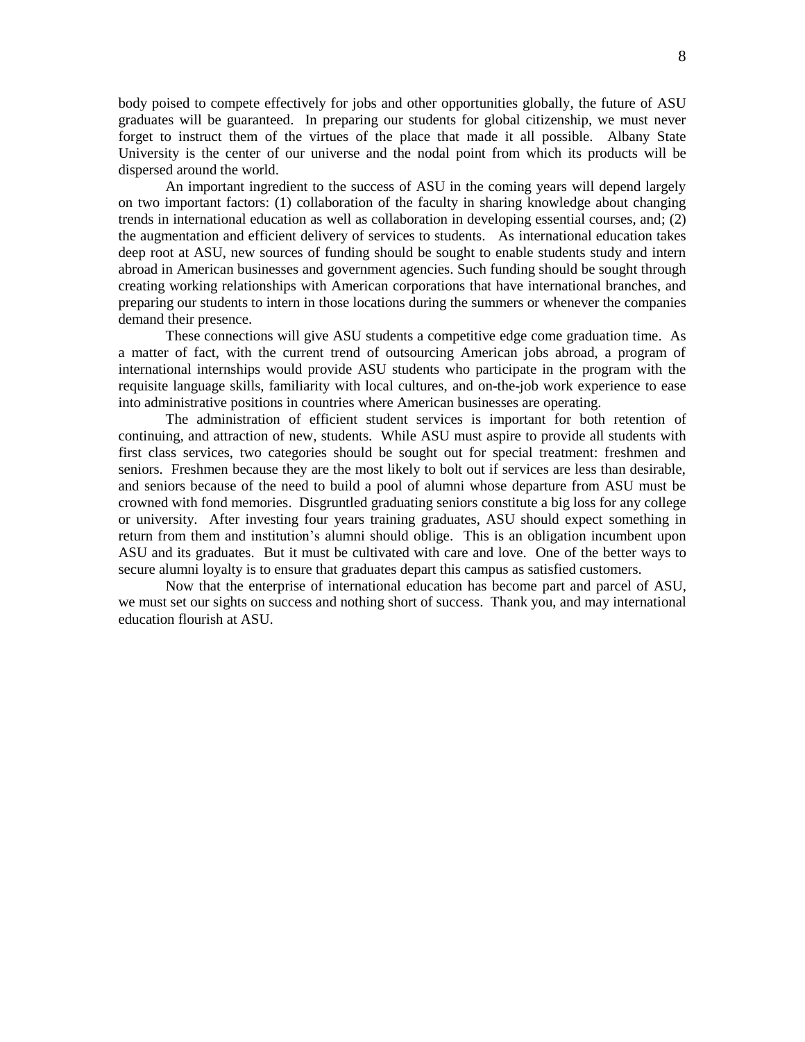body poised to compete effectively for jobs and other opportunities globally, the future of ASU graduates will be guaranteed. In preparing our students for global citizenship, we must never forget to instruct them of the virtues of the place that made it all possible. Albany State University is the center of our universe and the nodal point from which its products will be dispersed around the world.

An important ingredient to the success of ASU in the coming years will depend largely on two important factors: (1) collaboration of the faculty in sharing knowledge about changing trends in international education as well as collaboration in developing essential courses, and; (2) the augmentation and efficient delivery of services to students. As international education takes deep root at ASU, new sources of funding should be sought to enable students study and intern abroad in American businesses and government agencies. Such funding should be sought through creating working relationships with American corporations that have international branches, and preparing our students to intern in those locations during the summers or whenever the companies demand their presence.

These connections will give ASU students a competitive edge come graduation time. As a matter of fact, with the current trend of outsourcing American jobs abroad, a program of international internships would provide ASU students who participate in the program with the requisite language skills, familiarity with local cultures, and on-the-job work experience to ease into administrative positions in countries where American businesses are operating.

The administration of efficient student services is important for both retention of continuing, and attraction of new, students. While ASU must aspire to provide all students with first class services, two categories should be sought out for special treatment: freshmen and seniors. Freshmen because they are the most likely to bolt out if services are less than desirable, and seniors because of the need to build a pool of alumni whose departure from ASU must be crowned with fond memories. Disgruntled graduating seniors constitute a big loss for any college or university. After investing four years training graduates, ASU should expect something in return from them and institution's alumni should oblige. This is an obligation incumbent upon ASU and its graduates. But it must be cultivated with care and love. One of the better ways to secure alumni loyalty is to ensure that graduates depart this campus as satisfied customers.

Now that the enterprise of international education has become part and parcel of ASU, we must set our sights on success and nothing short of success. Thank you, and may international education flourish at ASU.